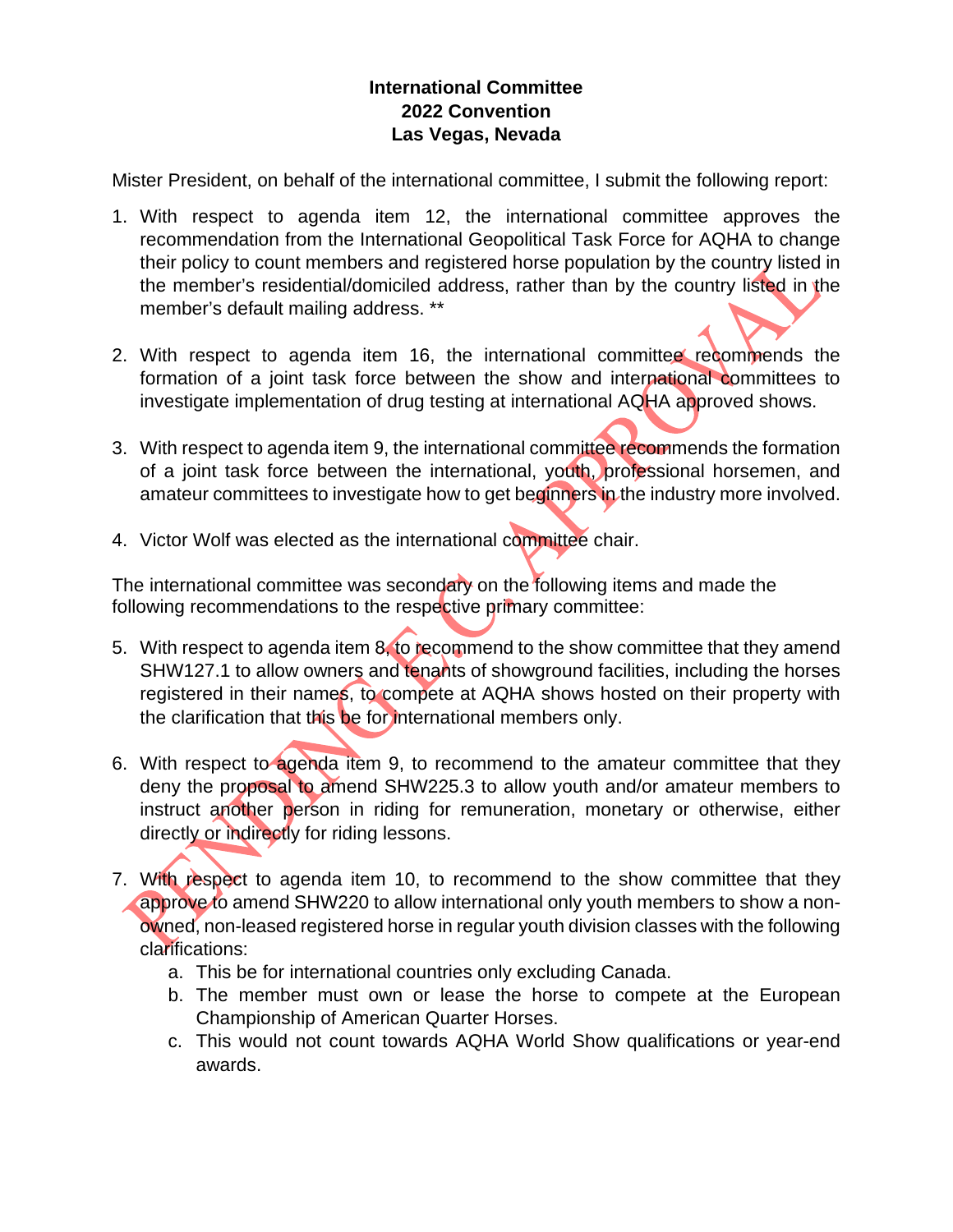**International Committee**
**2022 Convention**
**Las Vegas, Nevada**

Mister President, on behalf of the international committee, I submit the following report:

1. With respect to agenda item 12, the international committee approves the recommendation from the International Geopolitical Task Force for AQHA to change their policy to count members and registered horse population by the country listed in the member's residential/domiciled address, rather than by the country listed in the member's default mailing address. **

2. With respect to agenda item 16, the international committee recommends the formation of a joint task force between the show and international committees to investigate implementation of drug testing at international AQHA approved shows.

3. With respect to agenda item 9, the international committee recommends the formation of a joint task force between the international, youth, professional horsemen, and amateur committees to investigate how to get beginners in the industry more involved.

4. Victor Wolf was elected as the international committee chair.

The international committee was secondary on the following items and made the following recommendations to the respective primary committee:

5. With respect to agenda item 8, to recommend to the show committee that they amend SHW127.1 to allow owners and tenants of showground facilities, including the horses registered in their names, to compete at AQHA shows hosted on their property with the clarification that this be for international members only.

6. With respect to agenda item 9, to recommend to the amateur committee that they deny the proposal to amend SHW225.3 to allow youth and/or amateur members to instruct another person in riding for remuneration, monetary or otherwise, either directly or indirectly for riding lessons.

7. With respect to agenda item 10, to recommend to the show committee that they approve to amend SHW220 to allow international only youth members to show a non-owned, non-leased registered horse in regular youth division classes with the following clarifications:
   a. This be for international countries only excluding Canada.
   b. The member must own or lease the horse to compete at the European Championship of American Quarter Horses.
   c. This would not count towards AQHA World Show qualifications or year-end awards.

PENDING EC APPROVAL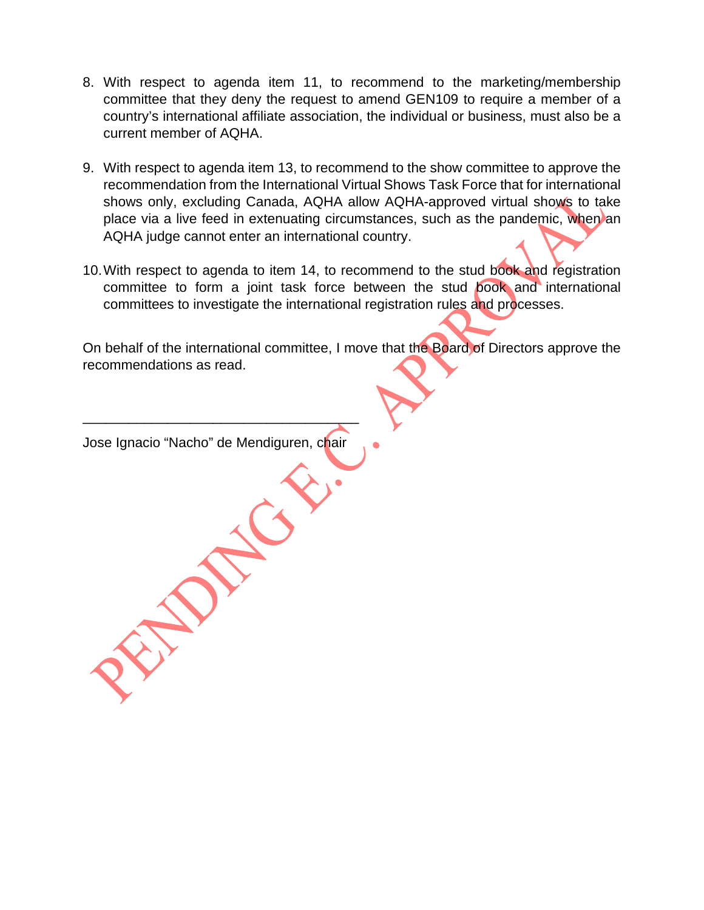8. With respect to agenda item 11, to recommend to the marketing/membership committee that they deny the request to amend GEN109 to require a member of a country's international affiliate association, the individual or business, must also be a current member of AQHA.

9. With respect to agenda item 13, to recommend to the show committee to approve the recommendation from the International Virtual Shows Task Force that for international shows only, excluding Canada, AQHA allow AQHA-approved virtual shows to take place via a live feed in extenuating circumstances, such as the pandemic, when an AQHA judge cannot enter an international country.

10. With respect to agenda to item 14, to recommend to the stud book and registration committee to form a joint task force between the stud book and international committees to investigate the international registration rules and processes.

On behalf of the international committee, I move that the Board of Directors approve the recommendations as read.

\_\_\_\_\_\_\_\_\_\_\_\_\_\_\_\_\_\_\_\_\_\_\_\_\_\_\_\_\_\_\_\_\_\_\_\_

Jose Ignacio "Nacho" de Mendiguren, chair

PENDING E.C. APPROVAL